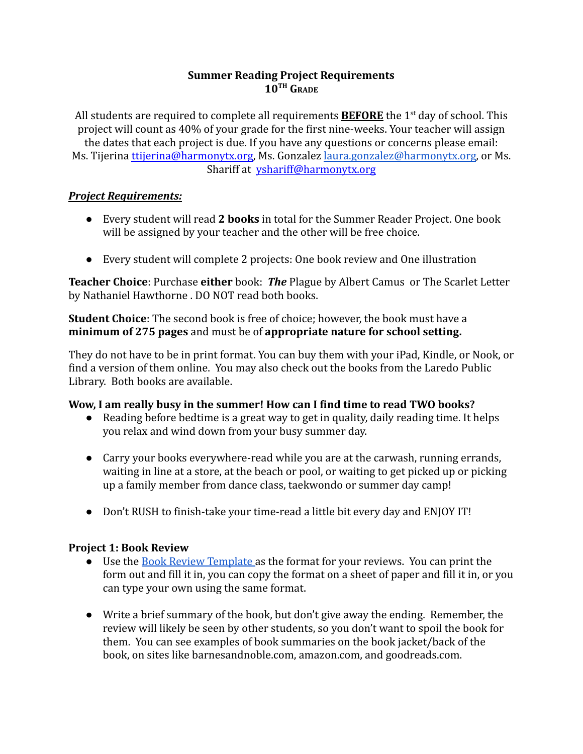# Summer Reading Project Requirements
## 10TH GRADE

All students are required to complete all requirements **BEFORE** the 1st day of school. This project will count as 40% of your grade for the first nine-weeks. Your teacher will assign the dates that each project is due. If you have any questions or concerns please email: Ms. Tijerina ttijerina@harmonytx.org, Ms. Gonzalez laura.gonzalez@harmonytx.org, or Ms. Shariff at yshariff@harmonytx.org

***Project Requirements:***

- Every student will read **2 books** in total for the Summer Reader Project. One book will be assigned by your teacher and the other will be free choice.
- Every student will complete 2 projects: One book review and One illustration

**Teacher Choice**: Purchase **either** book: ***The*** Plague by Albert Camus or The Scarlet Letter by Nathaniel Hawthorne . DO NOT read both books.

**Student Choice**: The second book is free of choice; however, the book must have a **minimum of 275 pages** and must be of **appropriate nature for school setting.**

They do not have to be in print format. You can buy them with your iPad, Kindle, or Nook, or find a version of them online. You may also check out the books from the Laredo Public Library. Both books are available.

**Wow, I am really busy in the summer! How can I find time to read TWO books?**

- Reading before bedtime is a great way to get in quality, daily reading time. It helps you relax and wind down from your busy summer day.
- Carry your books everywhere-read while you are at the carwash, running errands, waiting in line at a store, at the beach or pool, or waiting to get picked up or picking up a family member from dance class, taekwondo or summer day camp!
- Don't RUSH to finish-take your time-read a little bit every day and ENJOY IT!

**Project 1: Book Review**

- Use the Book Review Template as the format for your reviews. You can print the form out and fill it in, you can copy the format on a sheet of paper and fill it in, or you can type your own using the same format.
- Write a brief summary of the book, but don't give away the ending. Remember, the review will likely be seen by other students, so you don't want to spoil the book for them. You can see examples of book summaries on the book jacket/back of the book, on sites like barnesandnoble.com, amazon.com, and goodreads.com.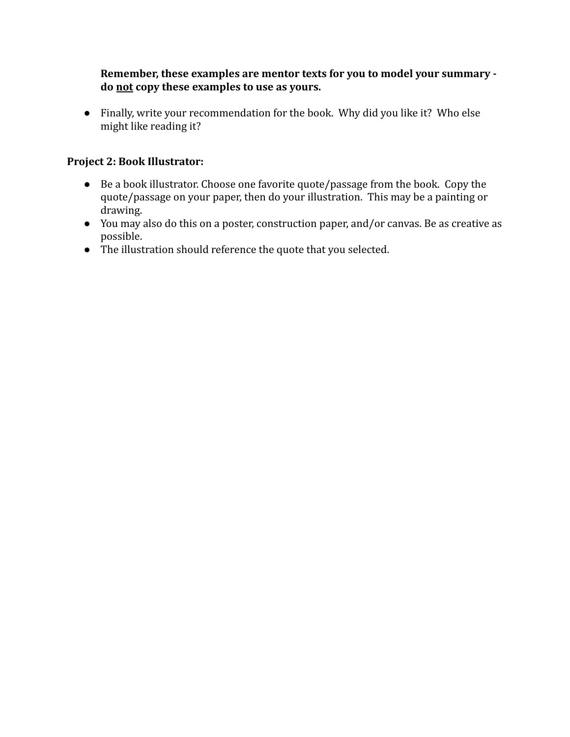**Remember, these examples are mentor texts for you to model your summary - do <u>not</u> copy these examples to use as yours.**

- Finally, write your recommendation for the book. Why did you like it? Who else might like reading it?

**Project 2: Book Illustrator:**

- Be a book illustrator. Choose one favorite quote/passage from the book. Copy the quote/passage on your paper, then do your illustration. This may be a painting or drawing.
- You may also do this on a poster, construction paper, and/or canvas. Be as creative as possible.
- The illustration should reference the quote that you selected.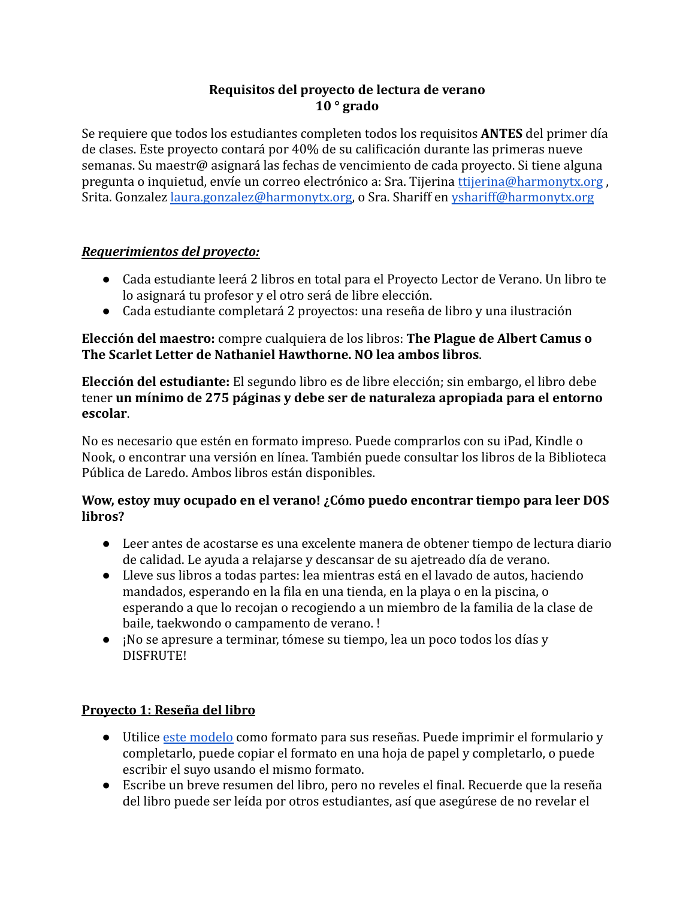**Requisitos del proyecto de lectura de verano**
**10 ° grado**

Se requiere que todos los estudiantes completen todos los requisitos **ANTES** del primer día de clases. Este proyecto contará por 40% de su calificación durante las primeras nueve semanas. Su maestr@ asignará las fechas de vencimiento de cada proyecto. Si tiene alguna pregunta o inquietud, envíe un correo electrónico a: Sra. Tijerina ttijerina@harmonytx.org , Srita. Gonzalez laura.gonzalez@harmonytx.org, o Sra. Shariff en yshariff@harmonytx.org

***Requerimientos del proyecto:***

- Cada estudiante leerá 2 libros en total para el Proyecto Lector de Verano. Un libro te lo asignará tu profesor y el otro será de libre elección.
- Cada estudiante completará 2 proyectos: una reseña de libro y una ilustración

**Elección del maestro:** compre cualquiera de los libros: **The Plague de Albert Camus o The Scarlet Letter de Nathaniel Hawthorne. NO lea ambos libros**.

**Elección del estudiante:** El segundo libro es de libre elección; sin embargo, el libro debe tener **un mínimo de 275 páginas y debe ser de naturaleza apropiada para el entorno escolar**.

No es necesario que estén en formato impreso. Puede comprarlos con su iPad, Kindle o Nook, o encontrar una versión en línea. También puede consultar los libros de la Biblioteca Pública de Laredo. Ambos libros están disponibles.

**Wow, estoy muy ocupado en el verano! ¿Cómo puedo encontrar tiempo para leer DOS libros?**

- Leer antes de acostarse es una excelente manera de obtener tiempo de lectura diario de calidad. Le ayuda a relajarse y descansar de su ajetreado día de verano.
- Lleve sus libros a todas partes: lea mientras está en el lavado de autos, haciendo mandados, esperando en la fila en una tienda, en la playa o en la piscina, o esperando a que lo recojan o recogiendo a un miembro de la familia de la clase de baile, taekwondo o campamento de verano. !
- ¡No se apresure a terminar, tómese su tiempo, lea un poco todos los días y DISFRUTE!

**Proyecto 1: Reseña del libro**

- Utilice este modelo como formato para sus reseñas. Puede imprimir el formulario y completarlo, puede copiar el formato en una hoja de papel y completarlo, o puede escribir el suyo usando el mismo formato.
- Escribe un breve resumen del libro, pero no reveles el final. Recuerde que la reseña del libro puede ser leída por otros estudiantes, así que asegúrese de no revelar el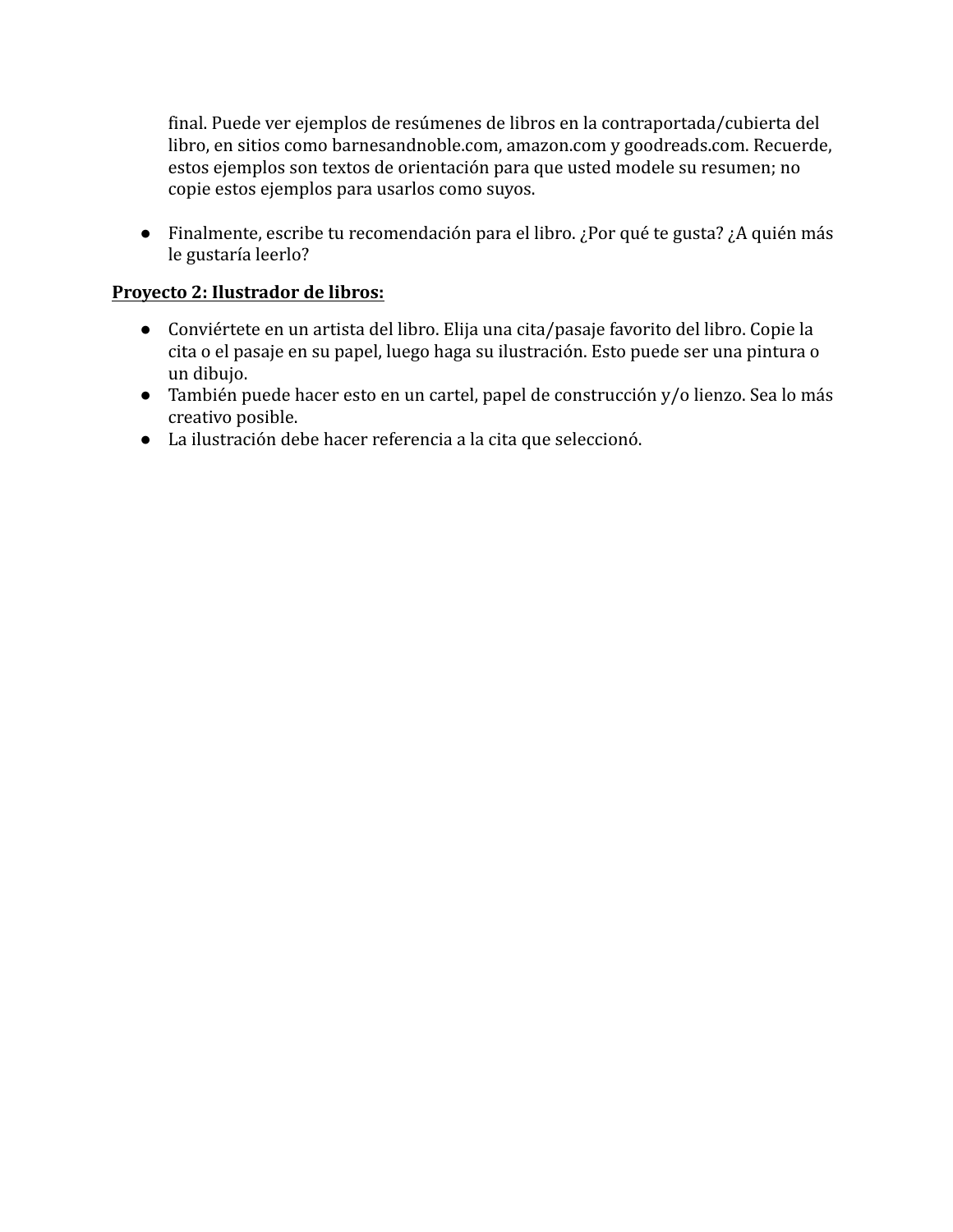final. Puede ver ejemplos de resúmenes de libros en la contraportada/cubierta del libro, en sitios como barnesandnoble.com, amazon.com y goodreads.com. Recuerde, estos ejemplos son textos de orientación para que usted modele su resumen; no copie estos ejemplos para usarlos como suyos.

- Finalmente, escribe tu recomendación para el libro. ¿Por qué te gusta? ¿A quién más le gustaría leerlo?

**Proyecto 2: Ilustrador de libros:**

- Conviértete en un artista del libro. Elija una cita/pasaje favorito del libro. Copie la cita o el pasaje en su papel, luego haga su ilustración. Esto puede ser una pintura o un dibujo.
- También puede hacer esto en un cartel, papel de construcción y/o lienzo. Sea lo más creativo posible.
- La ilustración debe hacer referencia a la cita que seleccionó.